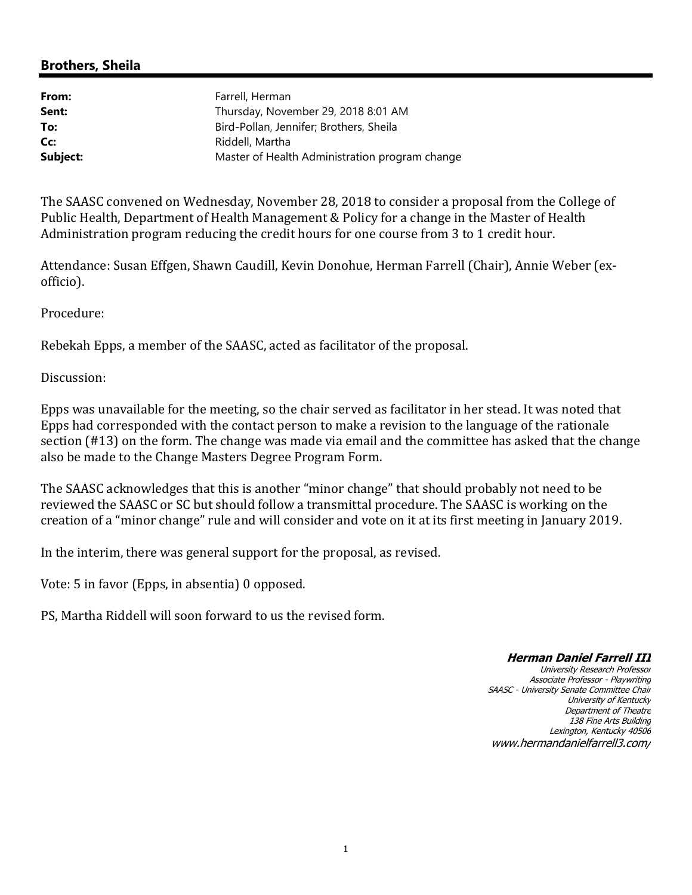## Brothers, Sheila

| | |
|---|---|
| **From:** | Farrell, Herman |
| **Sent:** | Thursday, November 29, 2018 8:01 AM |
| **To:** | Bird-Pollan, Jennifer; Brothers, Sheila |
| **Cc:** | Riddell, Martha |
| **Subject:** | Master of Health Administration program change |

The SAASC convened on Wednesday, November 28, 2018 to consider a proposal from the College of Public Health, Department of Health Management & Policy for a change in the Master of Health Administration program reducing the credit hours for one course from 3 to 1 credit hour.

Attendance: Susan Effgen, Shawn Caudill, Kevin Donohue, Herman Farrell (Chair), Annie Weber (ex-officio).

Procedure:

Rebekah Epps, a member of the SAASC, acted as facilitator of the proposal.

Discussion:

Epps was unavailable for the meeting, so the chair served as facilitator in her stead. It was noted that Epps had corresponded with the contact person to make a revision to the language of the rationale section (#13) on the form. The change was made via email and the committee has asked that the change also be made to the Change Masters Degree Program Form.

The SAASC acknowledges that this is another "minor change" that should probably not need to be reviewed the SAASC or SC but should follow a transmittal procedure. The SAASC is working on the creation of a "minor change" rule and will consider and vote on it at its first meeting in January 2019.

In the interim, there was general support for the proposal, as revised.

Vote: 5 in favor (Epps, in absentia) 0 opposed.

PS, Martha Riddell will soon forward to us the revised form.

**Herman Daniel Farrell III**
*University Research Professor*
*Associate Professor - Playwriting*
*SAASC - University Senate Committee Chair*
*University of Kentucky*
*Department of Theatre*
*138 Fine Arts Building*
*Lexington, Kentucky 40506*
*www.hermandanielfarrell3.com/*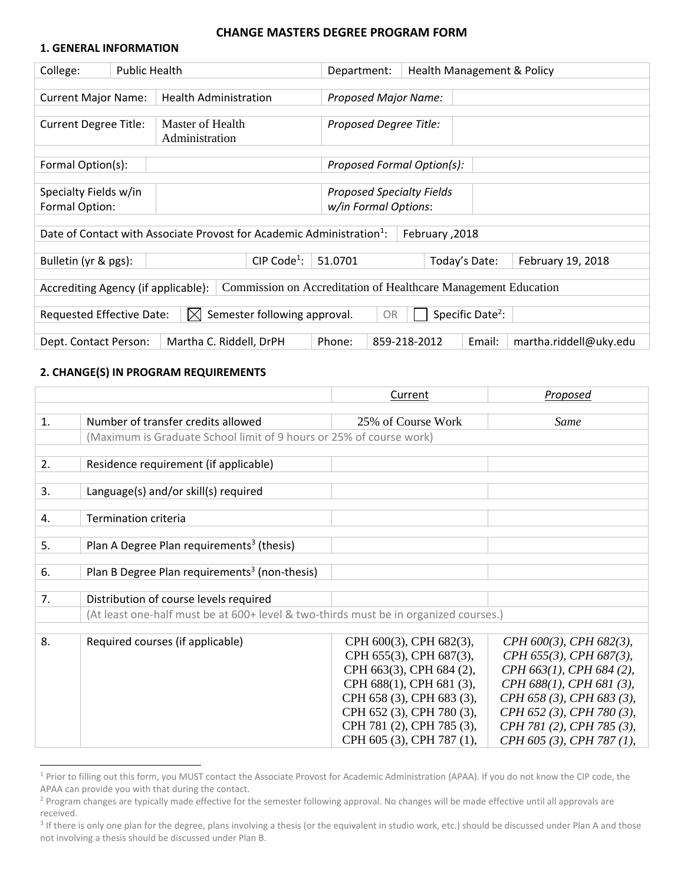# CHANGE MASTERS DEGREE PROGRAM FORM

## 1. GENERAL INFORMATION

| College: | Public Health | Department: | Health Management & Policy |
|---|---|---|---|
| Current Major Name: | Health Administration | *Proposed Major Name:* | |
| Current Degree Title: | Master of Health Administration | *Proposed Degree Title:* | |
| Formal Option(s): | | *Proposed Formal Option(s):* | |
| Specialty Fields w/in Formal Option: | | *Proposed Specialty Fields w/in Formal Options*: | |

| Date of Contact with Associate Provost for Academic Administration[1]: | February ,2018 |
|---|---|

| Bulletin (yr & pgs): | | CIP Code[1]: | 51.0701 | Today's Date: | February 19, 2018 |
|---|---|---|---|---|---|

| Accrediting Agency (if applicable): | Commission on Accreditation of Healthcare Management Education |
|---|---|

| Requested Effective Date: | ☒ Semester following approval. | OR | ☐ Specific Date[2]: | |
|---|---|---|---|---|

| Dept. Contact Person: | Martha C. Riddell, DrPH | Phone: | 859-218-2012 | Email: | martha.riddell@uky.edu |
|---|---|---|---|---|---|

## 2. CHANGE(S) IN PROGRAM REQUIREMENTS

| | | Current | *Proposed* |
|---|---|---|---|
| 1. | Number of transfer credits allowed | 25% of Course Work | *Same* |
| | (Maximum is Graduate School limit of 9 hours or 25% of course work) | | |
| 2. | Residence requirement (if applicable) | | |
| 3. | Language(s) and/or skill(s) required | | |
| 4. | Termination criteria | | |
| 5. | Plan A Degree Plan requirements[3] (thesis) | | |
| 6. | Plan B Degree Plan requirements[3] (non-thesis) | | |
| 7. | Distribution of course levels required | | |
| | (At least one-half must be at 600+ level & two-thirds must be in organized courses.) | | |
| 8. | Required courses (if applicable) | CPH 600(3), CPH 682(3), CPH 655(3), CPH 687(3), CPH 663(3), CPH 684 (2), CPH 688(1), CPH 681 (3), CPH 658 (3), CPH 683 (3), CPH 652 (3), CPH 780 (3), CPH 781 (2), CPH 785 (3), CPH 605 (3), CPH 787 (1), | *CPH 600(3), CPH 682(3), CPH 655(3), CPH 687(3), CPH 663(1), CPH 684 (2), CPH 688(1), CPH 681 (3), CPH 658 (3), CPH 683 (3), CPH 652 (3), CPH 780 (3), CPH 781 (2), CPH 785 (3), CPH 605 (3), CPH 787 (1),* |

[1] Prior to filling out this form, you MUST contact the Associate Provost for Academic Administration (APAA). If you do not know the CIP code, the APAA can provide you with that during the contact.

[2] Program changes are typically made effective for the semester following approval. No changes will be made effective until all approvals are received.

[3] If there is only one plan for the degree, plans involving a thesis (or the equivalent in studio work, etc.) should be discussed under Plan A and those not involving a thesis should be discussed under Plan B.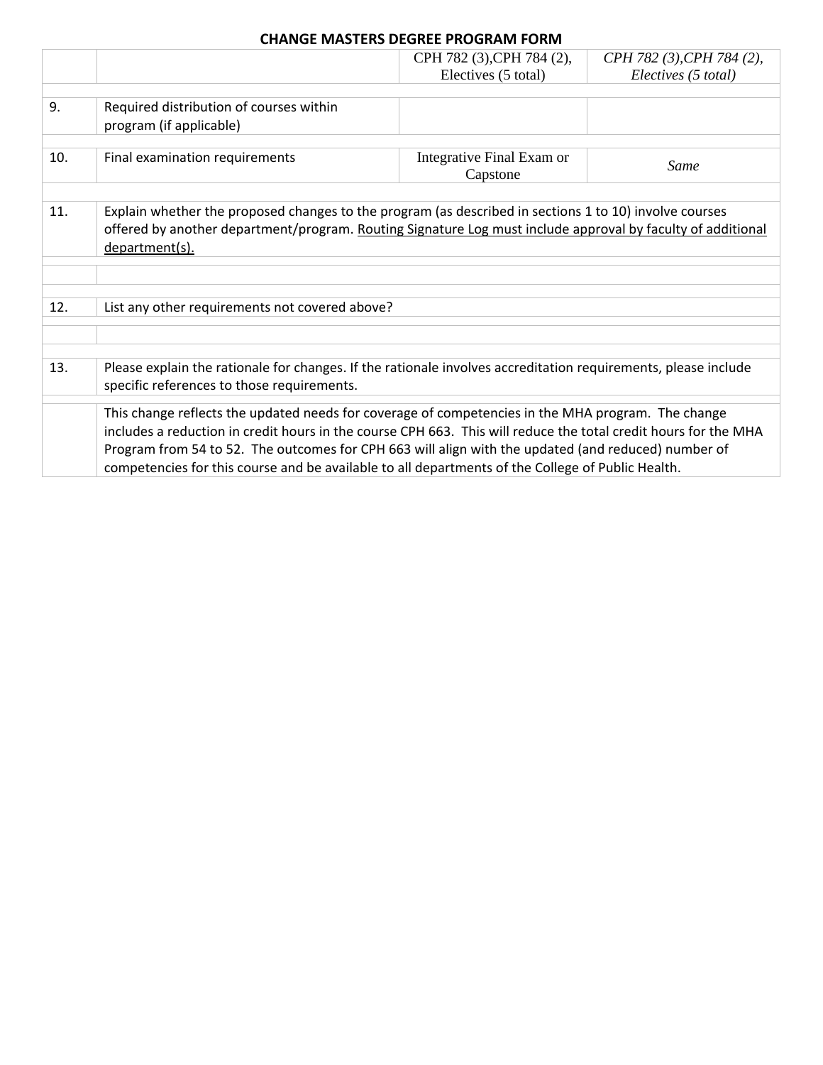**CHANGE MASTERS DEGREE PROGRAM FORM**

| | | | |
|---|---|---|---|
| | | CPH 782 (3),CPH 784 (2), Electives (5 total) | *CPH 782 (3),CPH 784 (2), Electives (5 total)* |
| 9. | Required distribution of courses within program (if applicable) | | |
| 10. | Final examination requirements | Integrative Final Exam or Capstone | *Same* |

| | |
|---|---|
| 11. | Explain whether the proposed changes to the program (as described in sections 1 to 10) involve courses offered by another department/program. <u>Routing Signature Log must include approval by faculty of additional department(s).</u> |
| | |
| 12. | List any other requirements not covered above? |
| | |
| 13. | Please explain the rationale for changes. If the rationale involves accreditation requirements, please include specific references to those requirements. |
| | This change reflects the updated needs for coverage of competencies in the MHA program. The change includes a reduction in credit hours in the course CPH 663. This will reduce the total credit hours for the MHA Program from 54 to 52. The outcomes for CPH 663 will align with the updated (and reduced) number of competencies for this course and be available to all departments of the College of Public Health. |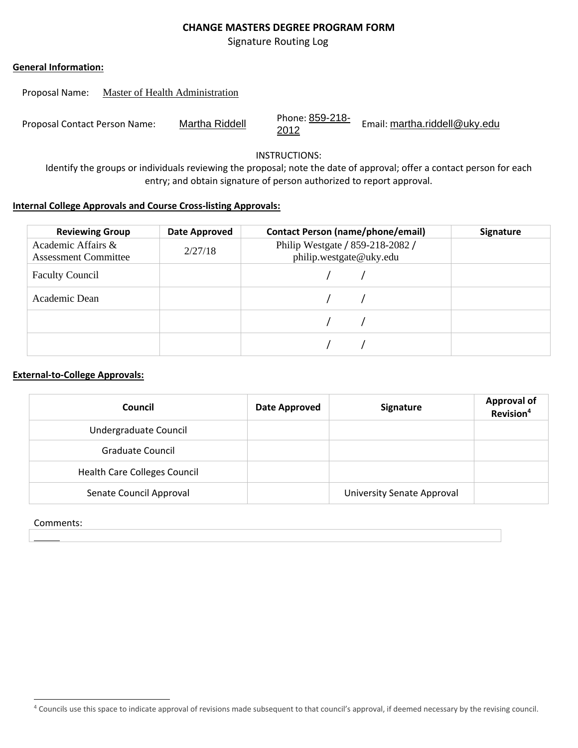# CHANGE MASTERS DEGREE PROGRAM FORM

Signature Routing Log

**General Information:**

Proposal Name: Master of Health Administration

Proposal Contact Person Name: Martha Riddell Phone: 859-218-2012 Email: martha.riddell@uky.edu

INSTRUCTIONS:

Identify the groups or individuals reviewing the proposal; note the date of approval; offer a contact person for each entry; and obtain signature of person authorized to report approval.

**Internal College Approvals and Course Cross-listing Approvals:**

| Reviewing Group | Date Approved | Contact Person (name/phone/email) | Signature |
|---|---|---|---|
| Academic Affairs & Assessment Committee | 2/27/18 | Philip Westgate / 859-218-2082 / philip.westgate@uky.edu | |
| Faculty Council | | / / | |
| Academic Dean | | / / | |
| | | / / | |
| | | / / | |

**External-to-College Approvals:**

| Council | Date Approved | Signature | Approval of Revision[4] |
|---|---|---|---|
| Undergraduate Council | | | |
| Graduate Council | | | |
| Health Care Colleges Council | | | |
| Senate Council Approval | | University Senate Approval | |

Comments:

[4] Councils use this space to indicate approval of revisions made subsequent to that council's approval, if deemed necessary by the revising council.